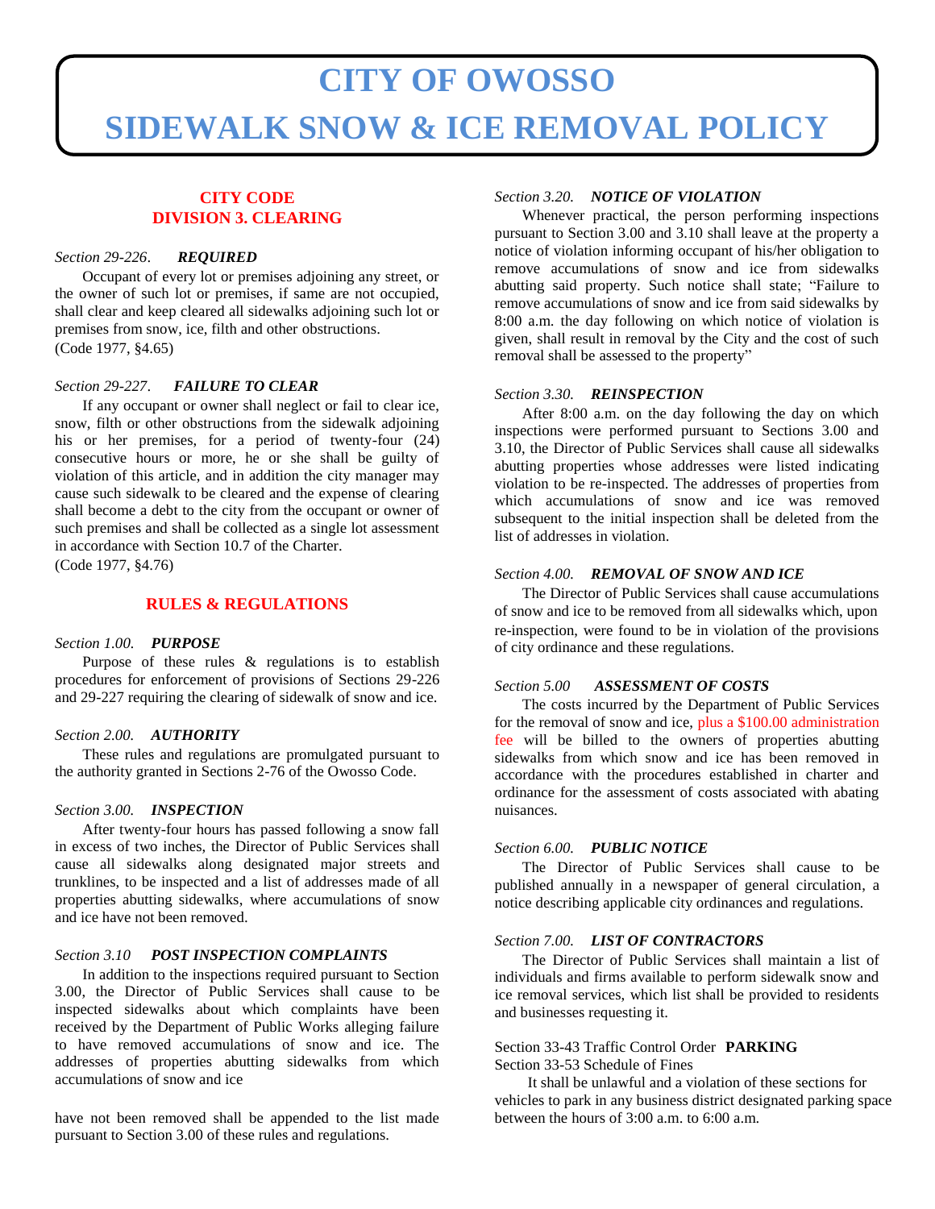# CITY OF OWOSSO
# SIDEWALK SNOW & ICE REMOVAL POLICY

## CITY CODE
## DIVISION 3. CLEARING

*Section 29-226*. ***REQUIRED***

Occupant of every lot or premises adjoining any street, or the owner of such lot or premises, if same are not occupied, shall clear and keep cleared all sidewalks adjoining such lot or premises from snow, ice, filth and other obstructions.
(Code 1977, §4.65)

*Section 29-227*. ***FAILURE TO CLEAR***

If any occupant or owner shall neglect or fail to clear ice, snow, filth or other obstructions from the sidewalk adjoining his or her premises, for a period of twenty-four (24) consecutive hours or more, he or she shall be guilty of violation of this article, and in addition the city manager may cause such sidewalk to be cleared and the expense of clearing shall become a debt to the city from the occupant or owner of such premises and shall be collected as a single lot assessment in accordance with Section 10.7 of the Charter.
(Code 1977, §4.76)

## RULES & REGULATIONS

*Section 1.00.* ***PURPOSE***

Purpose of these rules & regulations is to establish procedures for enforcement of provisions of Sections 29-226 and 29-227 requiring the clearing of sidewalk of snow and ice.

*Section 2.00.* ***AUTHORITY***

These rules and regulations are promulgated pursuant to the authority granted in Sections 2-76 of the Owosso Code.

*Section 3.00.* ***INSPECTION***

After twenty-four hours has passed following a snow fall in excess of two inches, the Director of Public Services shall cause all sidewalks along designated major streets and trunklines, to be inspected and a list of addresses made of all properties abutting sidewalks, where accumulations of snow and ice have not been removed.

*Section 3.10* ***POST INSPECTION COMPLAINTS***

In addition to the inspections required pursuant to Section 3.00, the Director of Public Services shall cause to be inspected sidewalks about which complaints have been received by the Department of Public Works alleging failure to have removed accumulations of snow and ice. The addresses of properties abutting sidewalks from which accumulations of snow and ice have not been removed shall be appended to the list made pursuant to Section 3.00 of these rules and regulations.

*Section 3.20.* ***NOTICE OF VIOLATION***

Whenever practical, the person performing inspections pursuant to Section 3.00 and 3.10 shall leave at the property a notice of violation informing occupant of his/her obligation to remove accumulations of snow and ice from sidewalks abutting said property. Such notice shall state; "Failure to remove accumulations of snow and ice from said sidewalks by 8:00 a.m. the day following on which notice of violation is given, shall result in removal by the City and the cost of such removal shall be assessed to the property"

*Section 3.30.* ***REINSPECTION***

After 8:00 a.m. on the day following the day on which inspections were performed pursuant to Sections 3.00 and 3.10, the Director of Public Services shall cause all sidewalks abutting properties whose addresses were listed indicating violation to be re-inspected. The addresses of properties from which accumulations of snow and ice was removed subsequent to the initial inspection shall be deleted from the list of addresses in violation.

*Section 4.00.* ***REMOVAL OF SNOW AND ICE***

The Director of Public Services shall cause accumulations of snow and ice to be removed from all sidewalks which, upon re-inspection, were found to be in violation of the provisions of city ordinance and these regulations.

*Section 5.00* ***ASSESSMENT OF COSTS***

The costs incurred by the Department of Public Services for the removal of snow and ice, plus a $100.00 administration fee will be billed to the owners of properties abutting sidewalks from which snow and ice has been removed in accordance with the procedures established in charter and ordinance for the assessment of costs associated with abating nuisances.

*Section 6.00.* ***PUBLIC NOTICE***

The Director of Public Services shall cause to be published annually in a newspaper of general circulation, a notice describing applicable city ordinances and regulations.

*Section 7.00.* ***LIST OF CONTRACTORS***

The Director of Public Services shall maintain a list of individuals and firms available to perform sidewalk snow and ice removal services, which list shall be provided to residents and businesses requesting it.

Section 33-43 Traffic Control Order **PARKING**
Section 33-53 Schedule of Fines

It shall be unlawful and a violation of these sections for vehicles to park in any business district designated parking space between the hours of 3:00 a.m. to 6:00 a.m.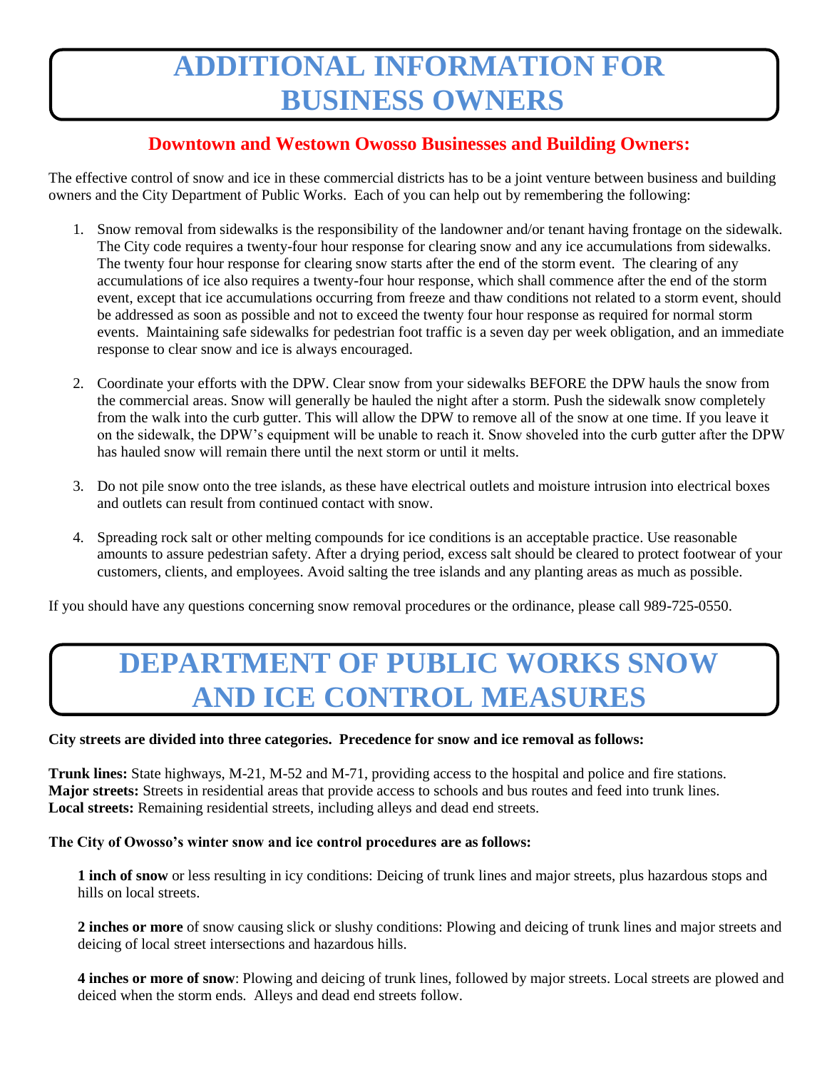# ADDITIONAL INFORMATION FOR BUSINESS OWNERS

## Downtown and Westown Owosso Businesses and Building Owners:

The effective control of snow and ice in these commercial districts has to be a joint venture between business and building owners and the City Department of Public Works. Each of you can help out by remembering the following:

1. Snow removal from sidewalks is the responsibility of the landowner and/or tenant having frontage on the sidewalk. The City code requires a twenty-four hour response for clearing snow and any ice accumulations from sidewalks. The twenty four hour response for clearing snow starts after the end of the storm event. The clearing of any accumulations of ice also requires a twenty-four hour response, which shall commence after the end of the storm event, except that ice accumulations occurring from freeze and thaw conditions not related to a storm event, should be addressed as soon as possible and not to exceed the twenty four hour response as required for normal storm events. Maintaining safe sidewalks for pedestrian foot traffic is a seven day per week obligation, and an immediate response to clear snow and ice is always encouraged.

2. Coordinate your efforts with the DPW. Clear snow from your sidewalks BEFORE the DPW hauls the snow from the commercial areas. Snow will generally be hauled the night after a storm. Push the sidewalk snow completely from the walk into the curb gutter. This will allow the DPW to remove all of the snow at one time. If you leave it on the sidewalk, the DPW's equipment will be unable to reach it. Snow shoveled into the curb gutter after the DPW has hauled snow will remain there until the next storm or until it melts.

3. Do not pile snow onto the tree islands, as these have electrical outlets and moisture intrusion into electrical boxes and outlets can result from continued contact with snow.

4. Spreading rock salt or other melting compounds for ice conditions is an acceptable practice. Use reasonable amounts to assure pedestrian safety. After a drying period, excess salt should be cleared to protect footwear of your customers, clients, and employees. Avoid salting the tree islands and any planting areas as much as possible.

If you should have any questions concerning snow removal procedures or the ordinance, please call 989-725-0550.

# DEPARTMENT OF PUBLIC WORKS SNOW AND ICE CONTROL MEASURES

**City streets are divided into three categories. Precedence for snow and ice removal as follows:**

**Trunk lines:** State highways, M-21, M-52 and M-71, providing access to the hospital and police and fire stations.
**Major streets:** Streets in residential areas that provide access to schools and bus routes and feed into trunk lines.
**Local streets:** Remaining residential streets, including alleys and dead end streets.

**The City of Owosso's winter snow and ice control procedures are as follows:**

**1 inch of snow** or less resulting in icy conditions: Deicing of trunk lines and major streets, plus hazardous stops and hills on local streets.

**2 inches or more** of snow causing slick or slushy conditions: Plowing and deicing of trunk lines and major streets and deicing of local street intersections and hazardous hills.

**4 inches or more of snow**: Plowing and deicing of trunk lines, followed by major streets. Local streets are plowed and deiced when the storm ends. Alleys and dead end streets follow.